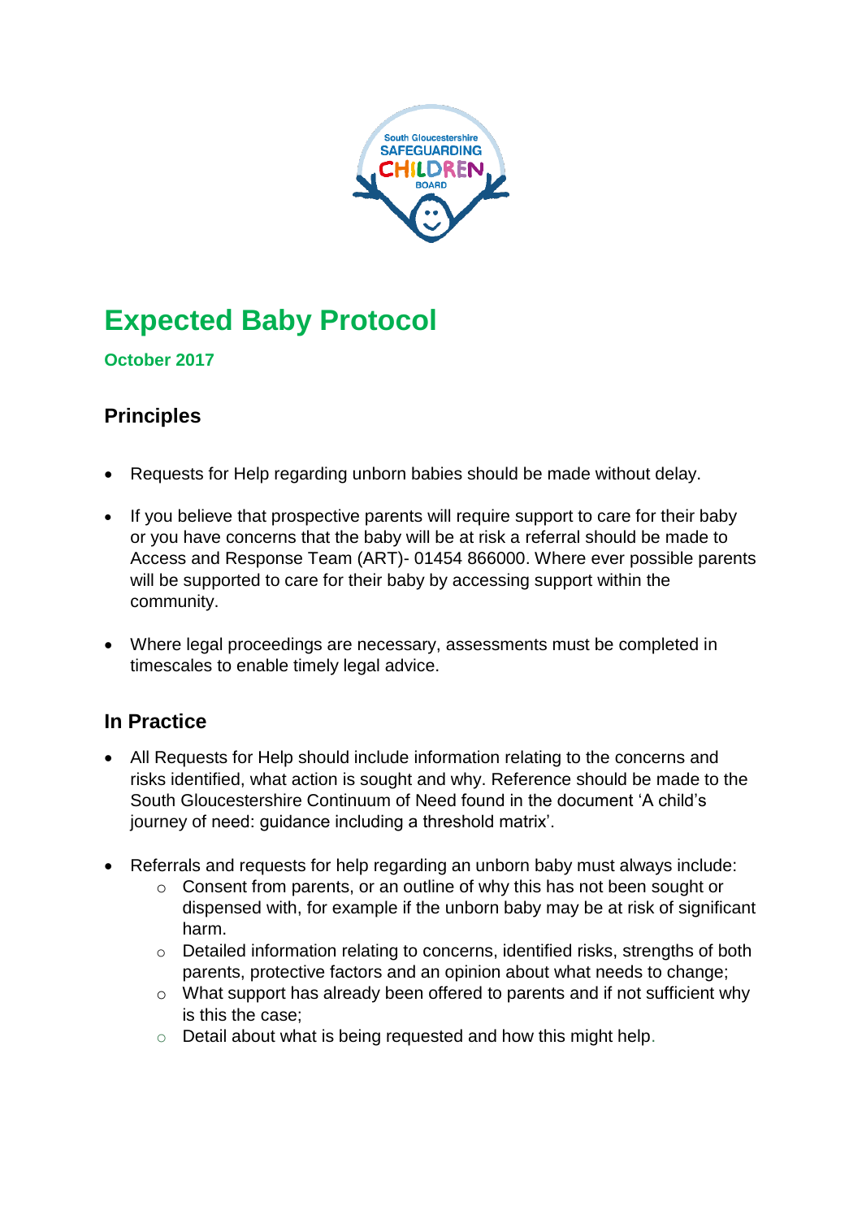# Expected Baby Protocol

**October 2017**

## Principles

- Requests for Help regarding unborn babies should be made without delay.
- If you believe that prospective parents will require support to care for their baby or you have concerns that the baby will be at risk a referral should be made to Access and Response Team (ART)- 01454 866000. Where ever possible parents will be supported to care for their baby by accessing support within the community.
- Where legal proceedings are necessary, assessments must be completed in timescales to enable timely legal advice.

## In Practice

- All Requests for Help should include information relating to the concerns and risks identified, what action is sought and why. Reference should be made to the South Gloucestershire Continuum of Need found in the document 'A child's journey of need: guidance including a threshold matrix'.
- Referrals and requests for help regarding an unborn baby must always include:
  - Consent from parents, or an outline of why this has not been sought or dispensed with, for example if the unborn baby may be at risk of significant harm.
  - Detailed information relating to concerns, identified risks, strengths of both parents, protective factors and an opinion about what needs to change;
  - What support has already been offered to parents and if not sufficient why is this the case;
  - Detail about what is being requested and how this might help.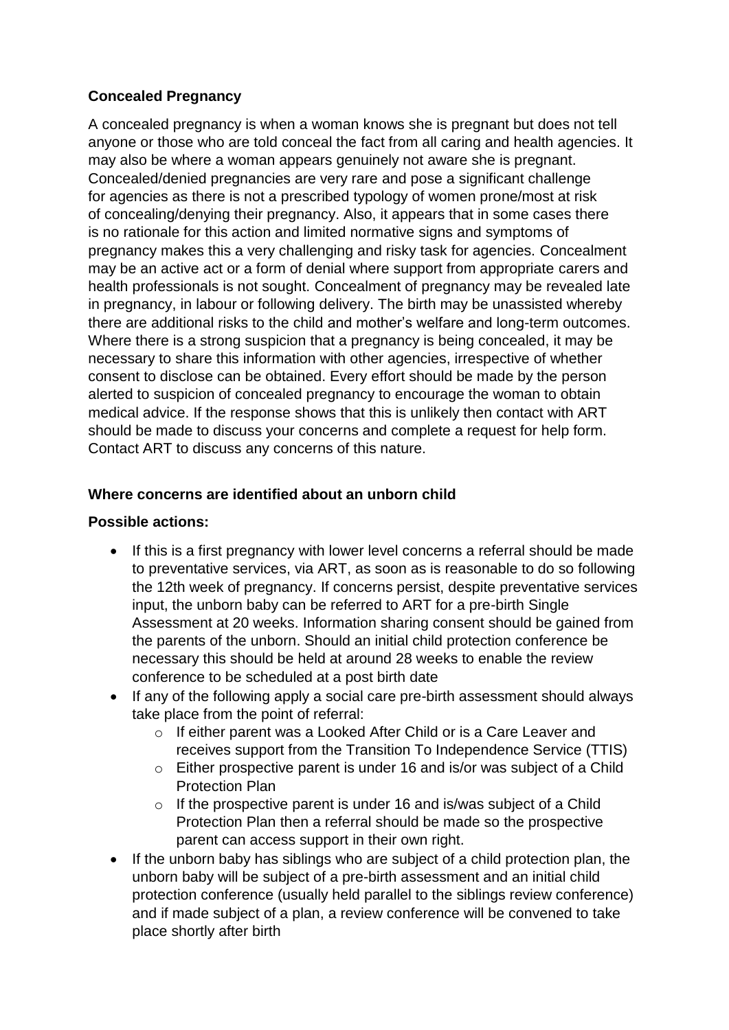**Concealed Pregnancy**

A concealed pregnancy is when a woman knows she is pregnant but does not tell anyone or those who are told conceal the fact from all caring and health agencies. It may also be where a woman appears genuinely not aware she is pregnant. Concealed/denied pregnancies are very rare and pose a significant challenge for agencies as there is not a prescribed typology of women prone/most at risk of concealing/denying their pregnancy. Also, it appears that in some cases there is no rationale for this action and limited normative signs and symptoms of pregnancy makes this a very challenging and risky task for agencies. Concealment may be an active act or a form of denial where support from appropriate carers and health professionals is not sought. Concealment of pregnancy may be revealed late in pregnancy, in labour or following delivery. The birth may be unassisted whereby there are additional risks to the child and mother's welfare and long-term outcomes. Where there is a strong suspicion that a pregnancy is being concealed, it may be necessary to share this information with other agencies, irrespective of whether consent to disclose can be obtained. Every effort should be made by the person alerted to suspicion of concealed pregnancy to encourage the woman to obtain medical advice. If the response shows that this is unlikely then contact with ART should be made to discuss your concerns and complete a request for help form. Contact ART to discuss any concerns of this nature.

**Where concerns are identified about an unborn child**

**Possible actions:**

- If this is a first pregnancy with lower level concerns a referral should be made to preventative services, via ART, as soon as is reasonable to do so following the 12th week of pregnancy. If concerns persist, despite preventative services input, the unborn baby can be referred to ART for a pre-birth Single Assessment at 20 weeks. Information sharing consent should be gained from the parents of the unborn. Should an initial child protection conference be necessary this should be held at around 28 weeks to enable the review conference to be scheduled at a post birth date
- If any of the following apply a social care pre-birth assessment should always take place from the point of referral:
    - If either parent was a Looked After Child or is a Care Leaver and receives support from the Transition To Independence Service (TTIS)
    - Either prospective parent is under 16 and is/or was subject of a Child Protection Plan
    - If the prospective parent is under 16 and is/was subject of a Child Protection Plan then a referral should be made so the prospective parent can access support in their own right.
- If the unborn baby has siblings who are subject of a child protection plan, the unborn baby will be subject of a pre-birth assessment and an initial child protection conference (usually held parallel to the siblings review conference) and if made subject of a plan, a review conference will be convened to take place shortly after birth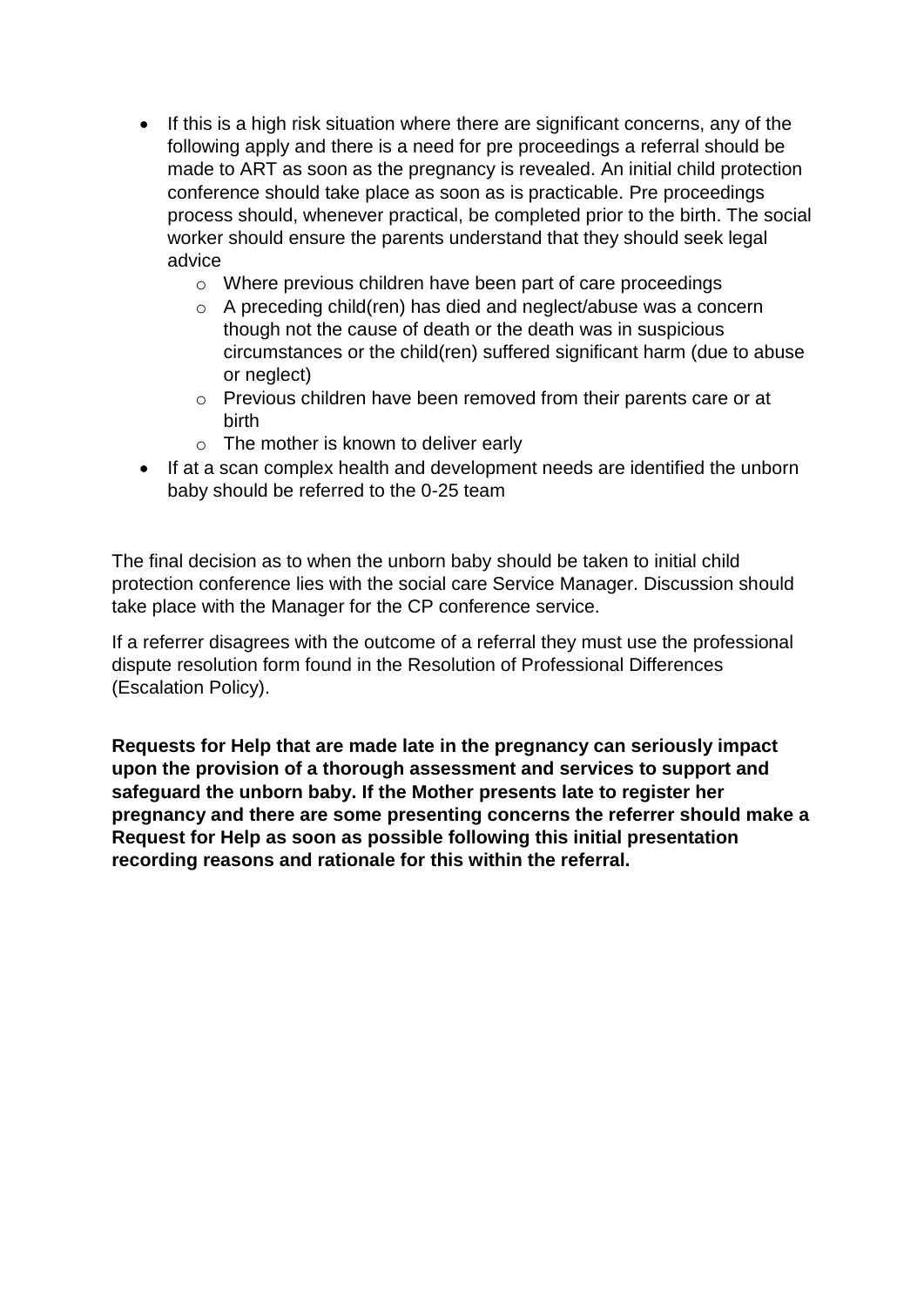- If this is a high risk situation where there are significant concerns, any of the following apply and there is a need for pre proceedings a referral should be made to ART as soon as the pregnancy is revealed. An initial child protection conference should take place as soon as is practicable. Pre proceedings process should, whenever practical, be completed prior to the birth. The social worker should ensure the parents understand that they should seek legal advice
    - Where previous children have been part of care proceedings
    - A preceding child(ren) has died and neglect/abuse was a concern though not the cause of death or the death was in suspicious circumstances or the child(ren) suffered significant harm (due to abuse or neglect)
    - Previous children have been removed from their parents care or at birth
    - The mother is known to deliver early
- If at a scan complex health and development needs are identified the unborn baby should be referred to the 0-25 team

The final decision as to when the unborn baby should be taken to initial child protection conference lies with the social care Service Manager. Discussion should take place with the Manager for the CP conference service.

If a referrer disagrees with the outcome of a referral they must use the professional dispute resolution form found in the Resolution of Professional Differences (Escalation Policy).

**Requests for Help that are made late in the pregnancy can seriously impact upon the provision of a thorough assessment and services to support and safeguard the unborn baby. If the Mother presents late to register her pregnancy and there are some presenting concerns the referrer should make a Request for Help as soon as possible following this initial presentation recording reasons and rationale for this within the referral.**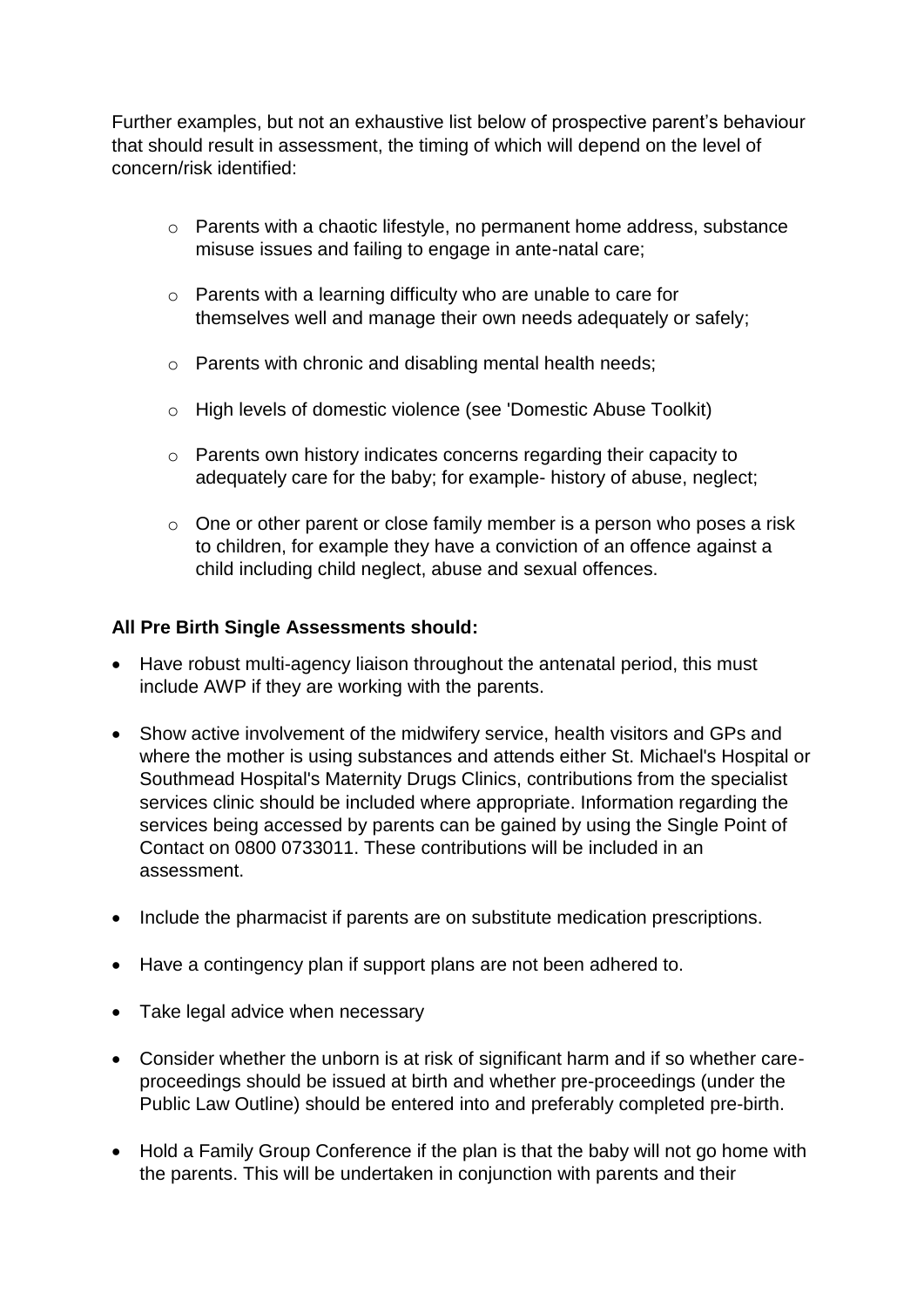Further examples, but not an exhaustive list below of prospective parent's behaviour that should result in assessment, the timing of which will depend on the level of concern/risk identified:

- Parents with a chaotic lifestyle, no permanent home address, substance misuse issues and failing to engage in ante-natal care;
- Parents with a learning difficulty who are unable to care for themselves well and manage their own needs adequately or safely;
- Parents with chronic and disabling mental health needs;
- High levels of domestic violence (see 'Domestic Abuse Toolkit)
- Parents own history indicates concerns regarding their capacity to adequately care for the baby; for example- history of abuse, neglect;
- One or other parent or close family member is a person who poses a risk to children, for example they have a conviction of an offence against a child including child neglect, abuse and sexual offences.

**All Pre Birth Single Assessments should:**

- Have robust multi-agency liaison throughout the antenatal period, this must include AWP if they are working with the parents.
- Show active involvement of the midwifery service, health visitors and GPs and where the mother is using substances and attends either St. Michael's Hospital or Southmead Hospital's Maternity Drugs Clinics, contributions from the specialist services clinic should be included where appropriate. Information regarding the services being accessed by parents can be gained by using the Single Point of Contact on 0800 0733011. These contributions will be included in an assessment.
- Include the pharmacist if parents are on substitute medication prescriptions.
- Have a contingency plan if support plans are not been adhered to.
- Take legal advice when necessary
- Consider whether the unborn is at risk of significant harm and if so whether care-proceedings should be issued at birth and whether pre-proceedings (under the Public Law Outline) should be entered into and preferably completed pre-birth.
- Hold a Family Group Conference if the plan is that the baby will not go home with the parents. This will be undertaken in conjunction with parents and their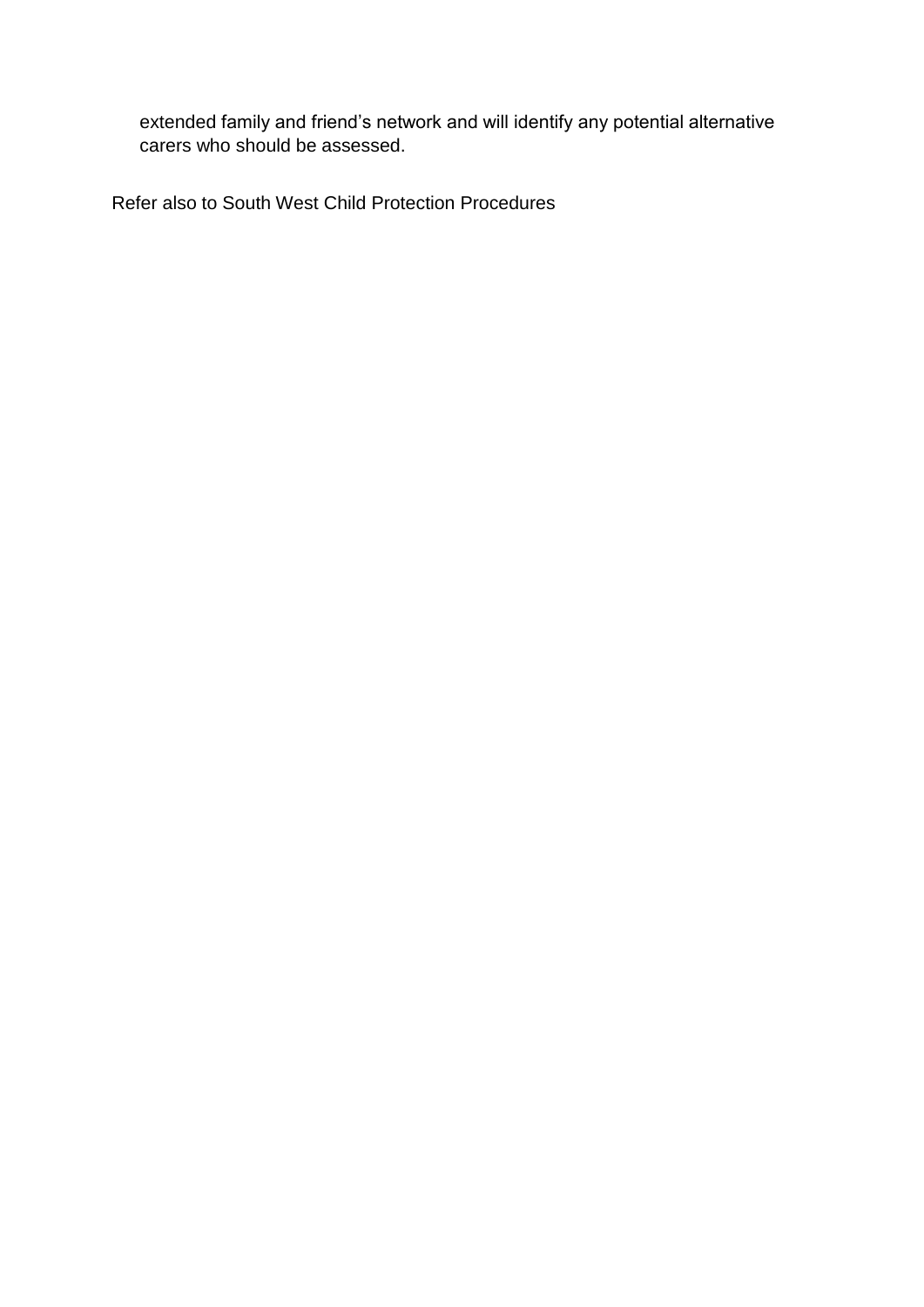extended family and friend’s network and will identify any potential alternative carers who should be assessed.

Refer also to South West Child Protection Procedures